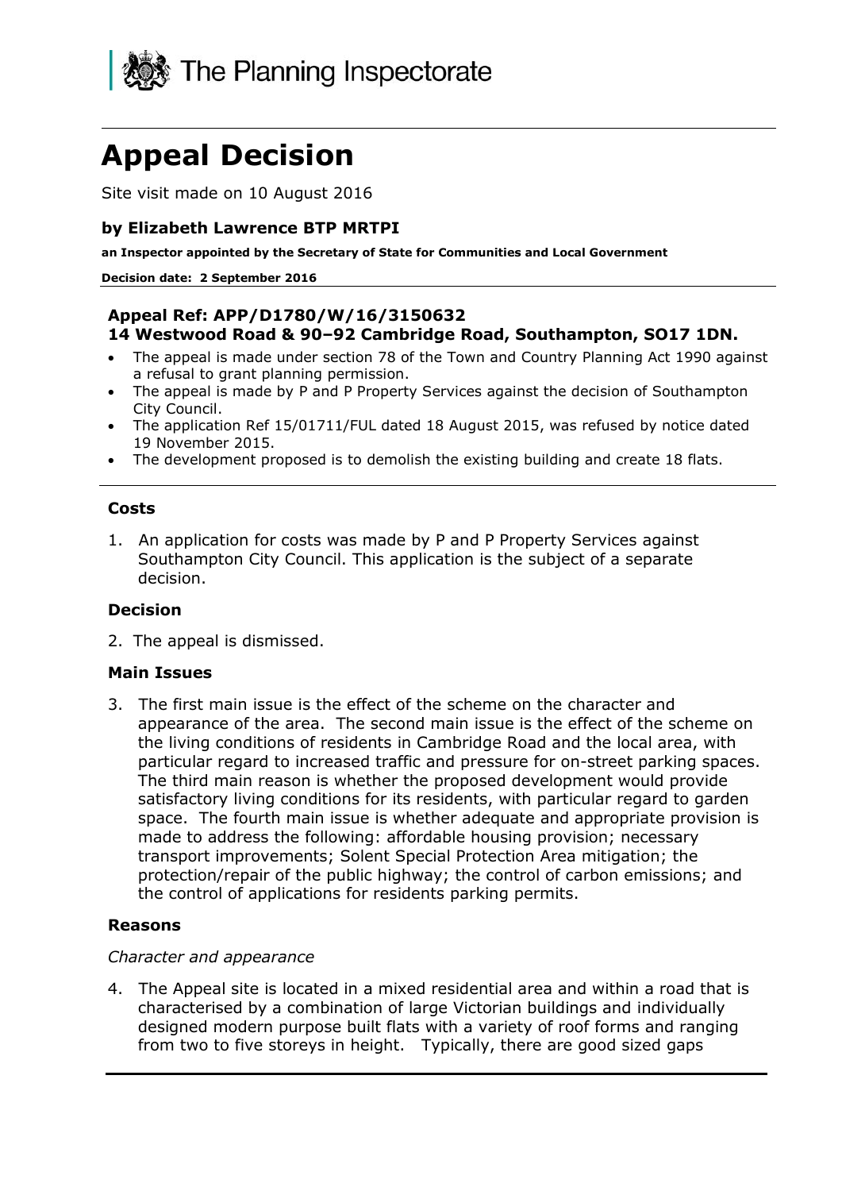The Planning Inspectorate

# Appeal Decision

Site visit made on 10 August 2016

**by Elizabeth Lawrence BTP MRTPI**

**an Inspector appointed by the Secretary of State for Communities and Local Government**

**Decision date: 2 September 2016**

**Appeal Ref: APP/D1780/W/16/3150632**
**14 Westwood Road & 90–92 Cambridge Road, Southampton, SO17 1DN.**

- The appeal is made under section 78 of the Town and Country Planning Act 1990 against a refusal to grant planning permission.
- The appeal is made by P and P Property Services against the decision of Southampton City Council.
- The application Ref 15/01711/FUL dated 18 August 2015, was refused by notice dated 19 November 2015.
- The development proposed is to demolish the existing building and create 18 flats.

## Costs

1. An application for costs was made by P and P Property Services against Southampton City Council. This application is the subject of a separate decision.

## Decision

2. The appeal is dismissed.

## Main Issues

3. The first main issue is the effect of the scheme on the character and appearance of the area. The second main issue is the effect of the scheme on the living conditions of residents in Cambridge Road and the local area, with particular regard to increased traffic and pressure for on-street parking spaces. The third main reason is whether the proposed development would provide satisfactory living conditions for its residents, with particular regard to garden space. The fourth main issue is whether adequate and appropriate provision is made to address the following: affordable housing provision; necessary transport improvements; Solent Special Protection Area mitigation; the protection/repair of the public highway; the control of carbon emissions; and the control of applications for residents parking permits.

## Reasons

*Character and appearance*

4. The Appeal site is located in a mixed residential area and within a road that is characterised by a combination of large Victorian buildings and individually designed modern purpose built flats with a variety of roof forms and ranging from two to five storeys in height. Typically, there are good sized gaps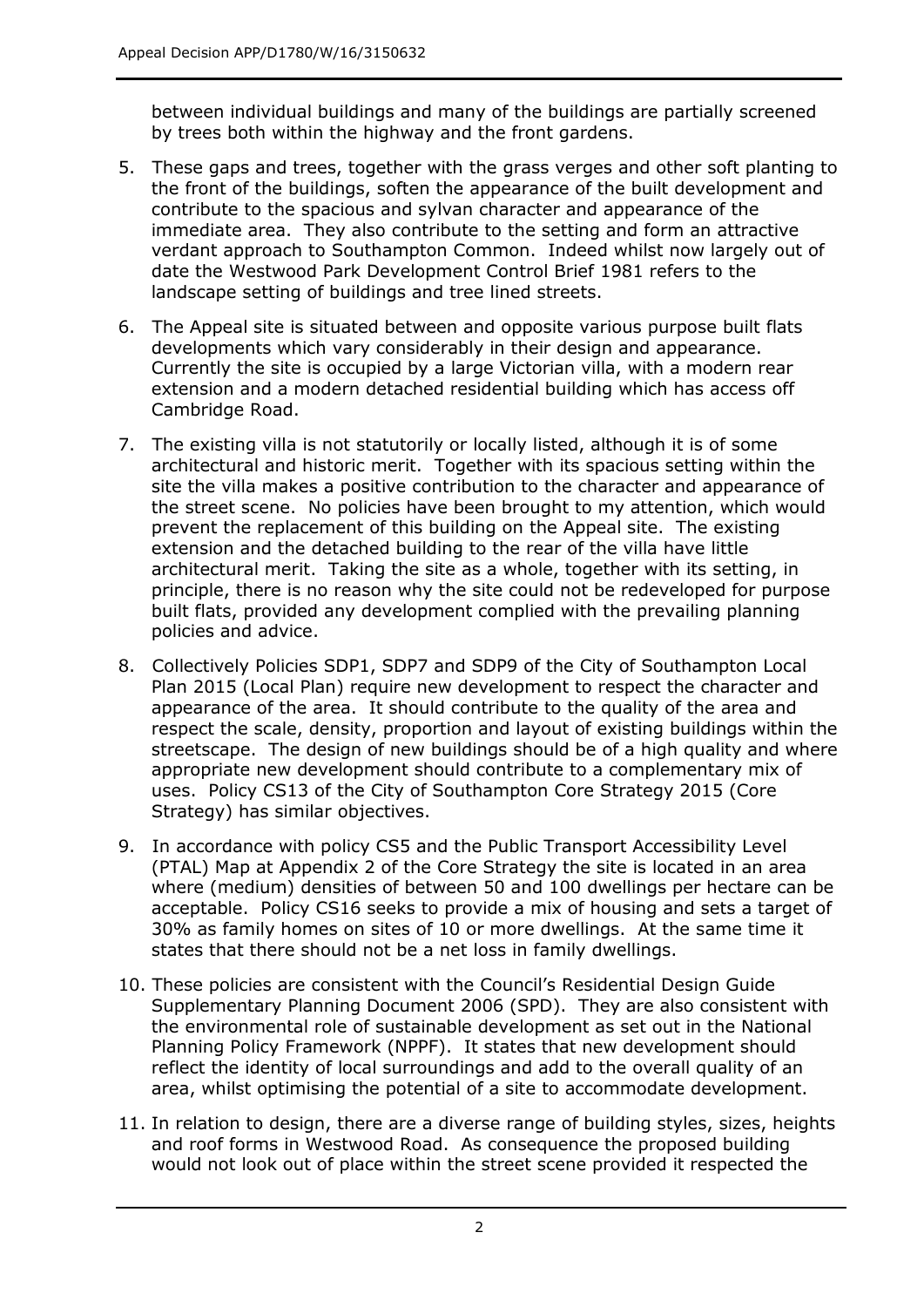between individual buildings and many of the buildings are partially screened by trees both within the highway and the front gardens.

5. These gaps and trees, together with the grass verges and other soft planting to the front of the buildings, soften the appearance of the built development and contribute to the spacious and sylvan character and appearance of the immediate area. They also contribute to the setting and form an attractive verdant approach to Southampton Common. Indeed whilst now largely out of date the Westwood Park Development Control Brief 1981 refers to the landscape setting of buildings and tree lined streets.

6. The Appeal site is situated between and opposite various purpose built flats developments which vary considerably in their design and appearance. Currently the site is occupied by a large Victorian villa, with a modern rear extension and a modern detached residential building which has access off Cambridge Road.

7. The existing villa is not statutorily or locally listed, although it is of some architectural and historic merit. Together with its spacious setting within the site the villa makes a positive contribution to the character and appearance of the street scene. No policies have been brought to my attention, which would prevent the replacement of this building on the Appeal site. The existing extension and the detached building to the rear of the villa have little architectural merit. Taking the site as a whole, together with its setting, in principle, there is no reason why the site could not be redeveloped for purpose built flats, provided any development complied with the prevailing planning policies and advice.

8. Collectively Policies SDP1, SDP7 and SDP9 of the City of Southampton Local Plan 2015 (Local Plan) require new development to respect the character and appearance of the area. It should contribute to the quality of the area and respect the scale, density, proportion and layout of existing buildings within the streetscape. The design of new buildings should be of a high quality and where appropriate new development should contribute to a complementary mix of uses. Policy CS13 of the City of Southampton Core Strategy 2015 (Core Strategy) has similar objectives.

9. In accordance with policy CS5 and the Public Transport Accessibility Level (PTAL) Map at Appendix 2 of the Core Strategy the site is located in an area where (medium) densities of between 50 and 100 dwellings per hectare can be acceptable. Policy CS16 seeks to provide a mix of housing and sets a target of 30% as family homes on sites of 10 or more dwellings. At the same time it states that there should not be a net loss in family dwellings.

10. These policies are consistent with the Council's Residential Design Guide Supplementary Planning Document 2006 (SPD). They are also consistent with the environmental role of sustainable development as set out in the National Planning Policy Framework (NPPF). It states that new development should reflect the identity of local surroundings and add to the overall quality of an area, whilst optimising the potential of a site to accommodate development.

11. In relation to design, there are a diverse range of building styles, sizes, heights and roof forms in Westwood Road. As consequence the proposed building would not look out of place within the street scene provided it respected the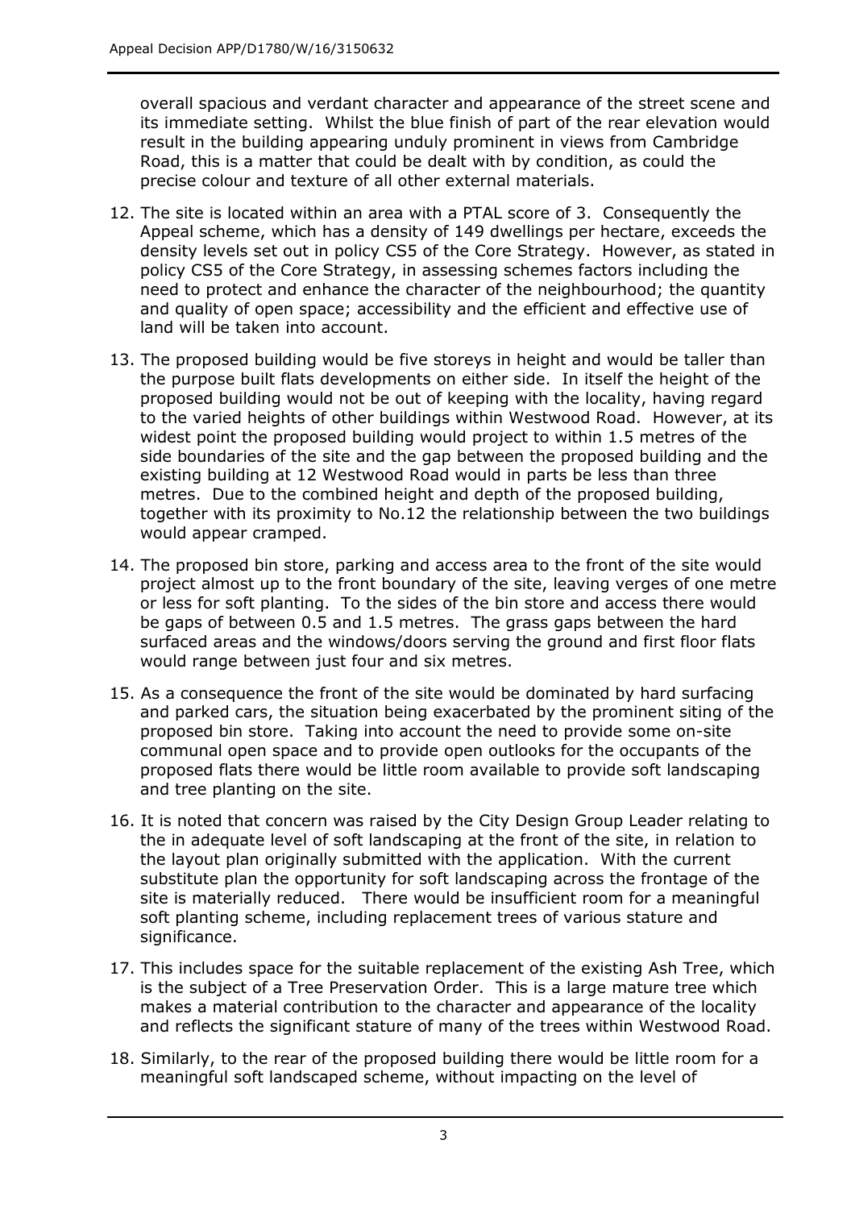overall spacious and verdant character and appearance of the street scene and its immediate setting. Whilst the blue finish of part of the rear elevation would result in the building appearing unduly prominent in views from Cambridge Road, this is a matter that could be dealt with by condition, as could the precise colour and texture of all other external materials.

12. The site is located within an area with a PTAL score of 3. Consequently the Appeal scheme, which has a density of 149 dwellings per hectare, exceeds the density levels set out in policy CS5 of the Core Strategy. However, as stated in policy CS5 of the Core Strategy, in assessing schemes factors including the need to protect and enhance the character of the neighbourhood; the quantity and quality of open space; accessibility and the efficient and effective use of land will be taken into account.

13. The proposed building would be five storeys in height and would be taller than the purpose built flats developments on either side. In itself the height of the proposed building would not be out of keeping with the locality, having regard to the varied heights of other buildings within Westwood Road. However, at its widest point the proposed building would project to within 1.5 metres of the side boundaries of the site and the gap between the proposed building and the existing building at 12 Westwood Road would in parts be less than three metres. Due to the combined height and depth of the proposed building, together with its proximity to No.12 the relationship between the two buildings would appear cramped.

14. The proposed bin store, parking and access area to the front of the site would project almost up to the front boundary of the site, leaving verges of one metre or less for soft planting. To the sides of the bin store and access there would be gaps of between 0.5 and 1.5 metres. The grass gaps between the hard surfaced areas and the windows/doors serving the ground and first floor flats would range between just four and six metres.

15. As a consequence the front of the site would be dominated by hard surfacing and parked cars, the situation being exacerbated by the prominent siting of the proposed bin store. Taking into account the need to provide some on-site communal open space and to provide open outlooks for the occupants of the proposed flats there would be little room available to provide soft landscaping and tree planting on the site.

16. It is noted that concern was raised by the City Design Group Leader relating to the in adequate level of soft landscaping at the front of the site, in relation to the layout plan originally submitted with the application. With the current substitute plan the opportunity for soft landscaping across the frontage of the site is materially reduced. There would be insufficient room for a meaningful soft planting scheme, including replacement trees of various stature and significance.

17. This includes space for the suitable replacement of the existing Ash Tree, which is the subject of a Tree Preservation Order. This is a large mature tree which makes a material contribution to the character and appearance of the locality and reflects the significant stature of many of the trees within Westwood Road.

18. Similarly, to the rear of the proposed building there would be little room for a meaningful soft landscaped scheme, without impacting on the level of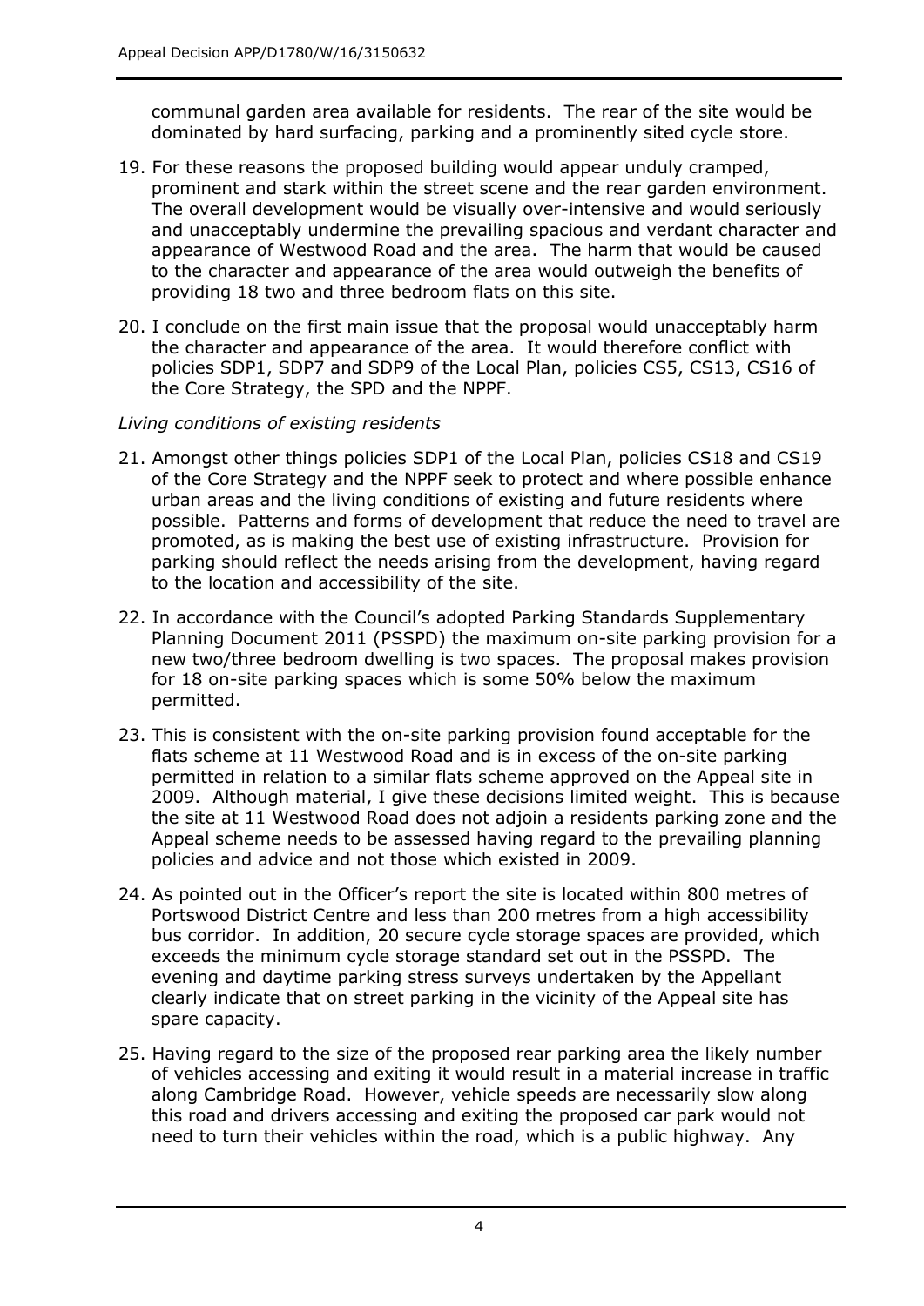communal garden area available for residents. The rear of the site would be dominated by hard surfacing, parking and a prominently sited cycle store.

19. For these reasons the proposed building would appear unduly cramped, prominent and stark within the street scene and the rear garden environment. The overall development would be visually over-intensive and would seriously and unacceptably undermine the prevailing spacious and verdant character and appearance of Westwood Road and the area. The harm that would be caused to the character and appearance of the area would outweigh the benefits of providing 18 two and three bedroom flats on this site.

20. I conclude on the first main issue that the proposal would unacceptably harm the character and appearance of the area. It would therefore conflict with policies SDP1, SDP7 and SDP9 of the Local Plan, policies CS5, CS13, CS16 of the Core Strategy, the SPD and the NPPF.

*Living conditions of existing residents*

21. Amongst other things policies SDP1 of the Local Plan, policies CS18 and CS19 of the Core Strategy and the NPPF seek to protect and where possible enhance urban areas and the living conditions of existing and future residents where possible. Patterns and forms of development that reduce the need to travel are promoted, as is making the best use of existing infrastructure. Provision for parking should reflect the needs arising from the development, having regard to the location and accessibility of the site.

22. In accordance with the Council's adopted Parking Standards Supplementary Planning Document 2011 (PSSPD) the maximum on-site parking provision for a new two/three bedroom dwelling is two spaces. The proposal makes provision for 18 on-site parking spaces which is some 50% below the maximum permitted.

23. This is consistent with the on-site parking provision found acceptable for the flats scheme at 11 Westwood Road and is in excess of the on-site parking permitted in relation to a similar flats scheme approved on the Appeal site in 2009. Although material, I give these decisions limited weight. This is because the site at 11 Westwood Road does not adjoin a residents parking zone and the Appeal scheme needs to be assessed having regard to the prevailing planning policies and advice and not those which existed in 2009.

24. As pointed out in the Officer's report the site is located within 800 metres of Portswood District Centre and less than 200 metres from a high accessibility bus corridor. In addition, 20 secure cycle storage spaces are provided, which exceeds the minimum cycle storage standard set out in the PSSPD. The evening and daytime parking stress surveys undertaken by the Appellant clearly indicate that on street parking in the vicinity of the Appeal site has spare capacity.

25. Having regard to the size of the proposed rear parking area the likely number of vehicles accessing and exiting it would result in a material increase in traffic along Cambridge Road. However, vehicle speeds are necessarily slow along this road and drivers accessing and exiting the proposed car park would not need to turn their vehicles within the road, which is a public highway. Any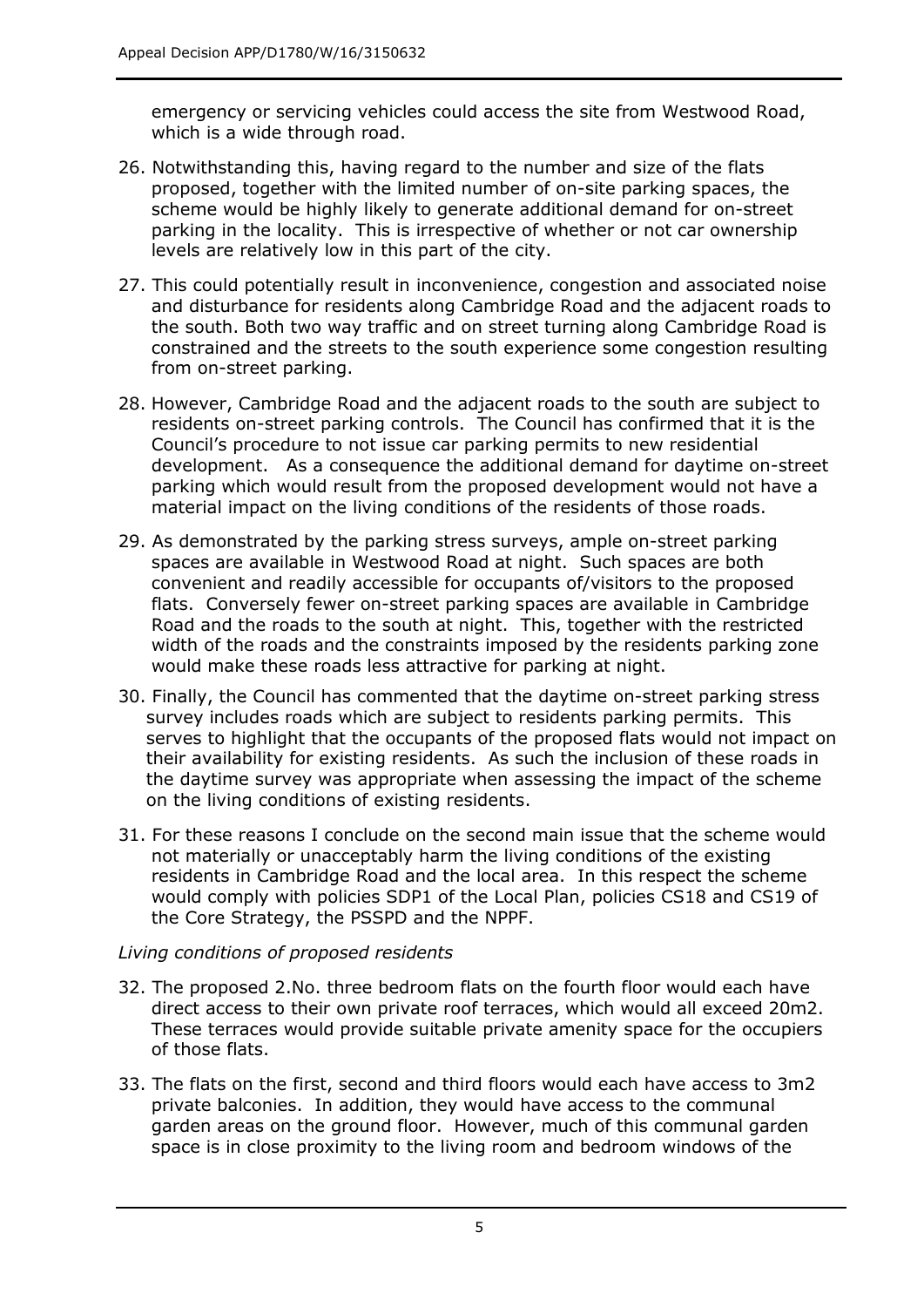emergency or servicing vehicles could access the site from Westwood Road, which is a wide through road.

26. Notwithstanding this, having regard to the number and size of the flats proposed, together with the limited number of on-site parking spaces, the scheme would be highly likely to generate additional demand for on-street parking in the locality. This is irrespective of whether or not car ownership levels are relatively low in this part of the city.

27. This could potentially result in inconvenience, congestion and associated noise and disturbance for residents along Cambridge Road and the adjacent roads to the south. Both two way traffic and on street turning along Cambridge Road is constrained and the streets to the south experience some congestion resulting from on-street parking.

28. However, Cambridge Road and the adjacent roads to the south are subject to residents on-street parking controls. The Council has confirmed that it is the Council's procedure to not issue car parking permits to new residential development. As a consequence the additional demand for daytime on-street parking which would result from the proposed development would not have a material impact on the living conditions of the residents of those roads.

29. As demonstrated by the parking stress surveys, ample on-street parking spaces are available in Westwood Road at night. Such spaces are both convenient and readily accessible for occupants of/visitors to the proposed flats. Conversely fewer on-street parking spaces are available in Cambridge Road and the roads to the south at night. This, together with the restricted width of the roads and the constraints imposed by the residents parking zone would make these roads less attractive for parking at night.

30. Finally, the Council has commented that the daytime on-street parking stress survey includes roads which are subject to residents parking permits. This serves to highlight that the occupants of the proposed flats would not impact on their availability for existing residents. As such the inclusion of these roads in the daytime survey was appropriate when assessing the impact of the scheme on the living conditions of existing residents.

31. For these reasons I conclude on the second main issue that the scheme would not materially or unacceptably harm the living conditions of the existing residents in Cambridge Road and the local area. In this respect the scheme would comply with policies SDP1 of the Local Plan, policies CS18 and CS19 of the Core Strategy, the PSSPD and the NPPF.

*Living conditions of proposed residents*

32. The proposed 2.No. three bedroom flats on the fourth floor would each have direct access to their own private roof terraces, which would all exceed 20m2. These terraces would provide suitable private amenity space for the occupiers of those flats.

33. The flats on the first, second and third floors would each have access to 3m2 private balconies. In addition, they would have access to the communal garden areas on the ground floor. However, much of this communal garden space is in close proximity to the living room and bedroom windows of the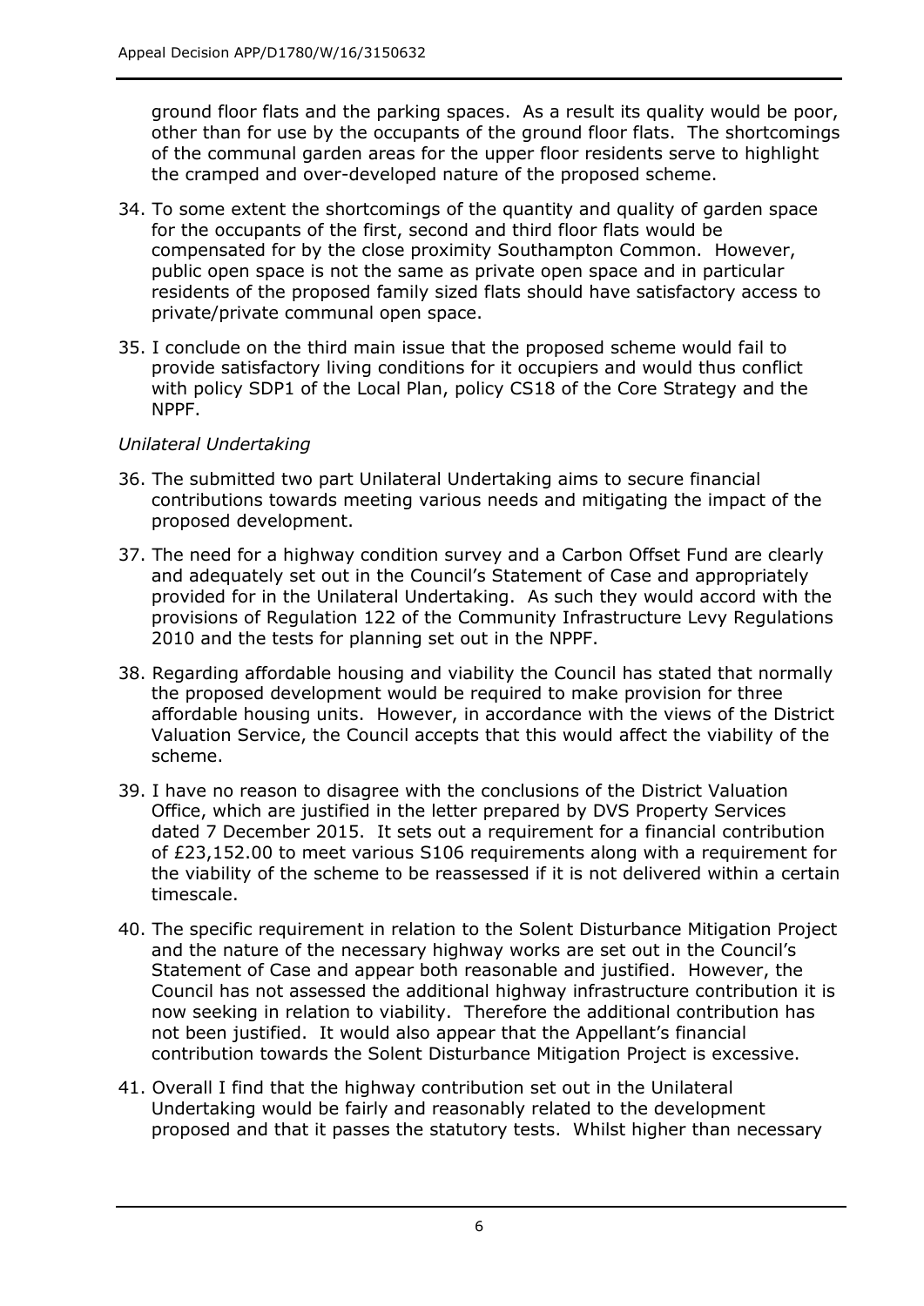ground floor flats and the parking spaces. As a result its quality would be poor, other than for use by the occupants of the ground floor flats. The shortcomings of the communal garden areas for the upper floor residents serve to highlight the cramped and over-developed nature of the proposed scheme.

34. To some extent the shortcomings of the quantity and quality of garden space for the occupants of the first, second and third floor flats would be compensated for by the close proximity Southampton Common. However, public open space is not the same as private open space and in particular residents of the proposed family sized flats should have satisfactory access to private/private communal open space.

35. I conclude on the third main issue that the proposed scheme would fail to provide satisfactory living conditions for it occupiers and would thus conflict with policy SDP1 of the Local Plan, policy CS18 of the Core Strategy and the NPPF.

*Unilateral Undertaking*

36. The submitted two part Unilateral Undertaking aims to secure financial contributions towards meeting various needs and mitigating the impact of the proposed development.

37. The need for a highway condition survey and a Carbon Offset Fund are clearly and adequately set out in the Council's Statement of Case and appropriately provided for in the Unilateral Undertaking. As such they would accord with the provisions of Regulation 122 of the Community Infrastructure Levy Regulations 2010 and the tests for planning set out in the NPPF.

38. Regarding affordable housing and viability the Council has stated that normally the proposed development would be required to make provision for three affordable housing units. However, in accordance with the views of the District Valuation Service, the Council accepts that this would affect the viability of the scheme.

39. I have no reason to disagree with the conclusions of the District Valuation Office, which are justified in the letter prepared by DVS Property Services dated 7 December 2015. It sets out a requirement for a financial contribution of £23,152.00 to meet various S106 requirements along with a requirement for the viability of the scheme to be reassessed if it is not delivered within a certain timescale.

40. The specific requirement in relation to the Solent Disturbance Mitigation Project and the nature of the necessary highway works are set out in the Council's Statement of Case and appear both reasonable and justified. However, the Council has not assessed the additional highway infrastructure contribution it is now seeking in relation to viability. Therefore the additional contribution has not been justified. It would also appear that the Appellant's financial contribution towards the Solent Disturbance Mitigation Project is excessive.

41. Overall I find that the highway contribution set out in the Unilateral Undertaking would be fairly and reasonably related to the development proposed and that it passes the statutory tests. Whilst higher than necessary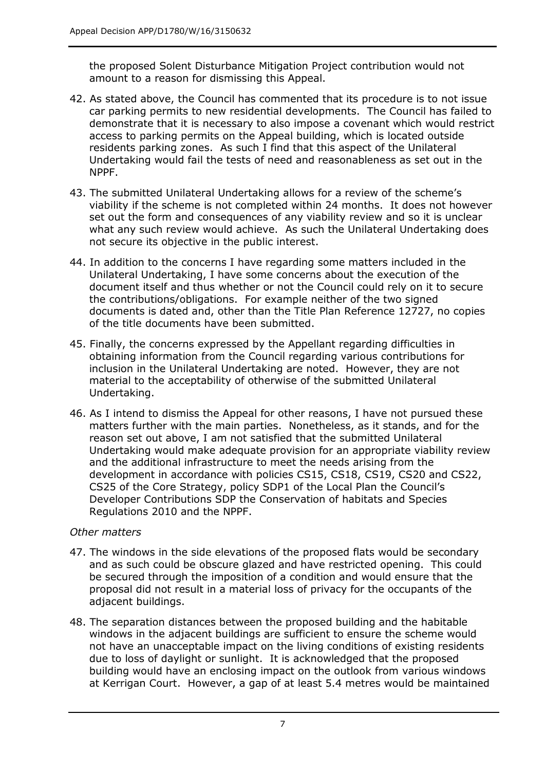the proposed Solent Disturbance Mitigation Project contribution would not amount to a reason for dismissing this Appeal.

42. As stated above, the Council has commented that its procedure is to not issue car parking permits to new residential developments. The Council has failed to demonstrate that it is necessary to also impose a covenant which would restrict access to parking permits on the Appeal building, which is located outside residents parking zones. As such I find that this aspect of the Unilateral Undertaking would fail the tests of need and reasonableness as set out in the NPPF.

43. The submitted Unilateral Undertaking allows for a review of the scheme's viability if the scheme is not completed within 24 months. It does not however set out the form and consequences of any viability review and so it is unclear what any such review would achieve. As such the Unilateral Undertaking does not secure its objective in the public interest.

44. In addition to the concerns I have regarding some matters included in the Unilateral Undertaking, I have some concerns about the execution of the document itself and thus whether or not the Council could rely on it to secure the contributions/obligations. For example neither of the two signed documents is dated and, other than the Title Plan Reference 12727, no copies of the title documents have been submitted.

45. Finally, the concerns expressed by the Appellant regarding difficulties in obtaining information from the Council regarding various contributions for inclusion in the Unilateral Undertaking are noted. However, they are not material to the acceptability of otherwise of the submitted Unilateral Undertaking.

46. As I intend to dismiss the Appeal for other reasons, I have not pursued these matters further with the main parties. Nonetheless, as it stands, and for the reason set out above, I am not satisfied that the submitted Unilateral Undertaking would make adequate provision for an appropriate viability review and the additional infrastructure to meet the needs arising from the development in accordance with policies CS15, CS18, CS19, CS20 and CS22, CS25 of the Core Strategy, policy SDP1 of the Local Plan the Council's Developer Contributions SDP the Conservation of habitats and Species Regulations 2010 and the NPPF.

*Other matters*

47. The windows in the side elevations of the proposed flats would be secondary and as such could be obscure glazed and have restricted opening. This could be secured through the imposition of a condition and would ensure that the proposal did not result in a material loss of privacy for the occupants of the adjacent buildings.

48. The separation distances between the proposed building and the habitable windows in the adjacent buildings are sufficient to ensure the scheme would not have an unacceptable impact on the living conditions of existing residents due to loss of daylight or sunlight. It is acknowledged that the proposed building would have an enclosing impact on the outlook from various windows at Kerrigan Court. However, a gap of at least 5.4 metres would be maintained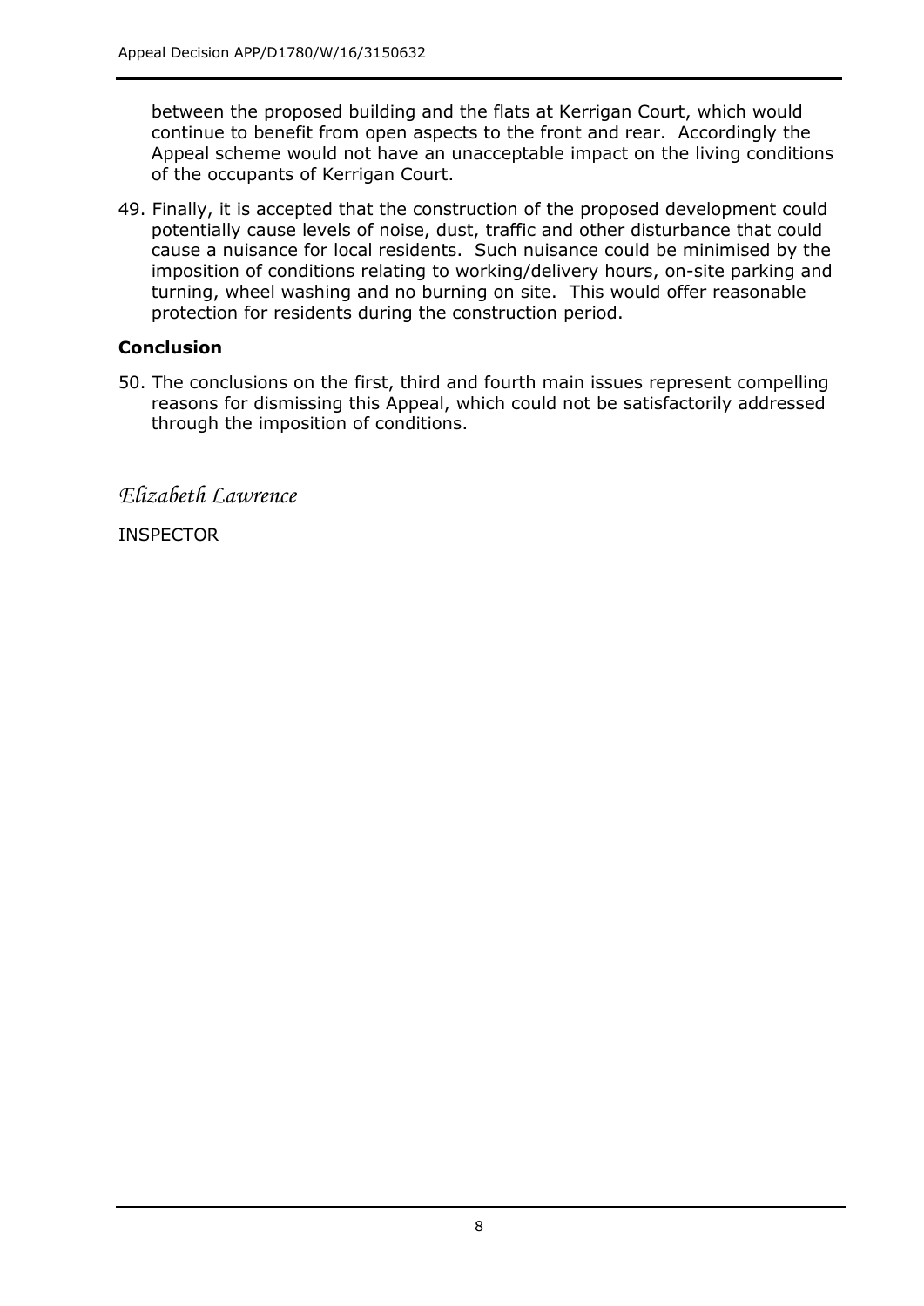between the proposed building and the flats at Kerrigan Court, which would continue to benefit from open aspects to the front and rear. Accordingly the Appeal scheme would not have an unacceptable impact on the living conditions of the occupants of Kerrigan Court.

49. Finally, it is accepted that the construction of the proposed development could potentially cause levels of noise, dust, traffic and other disturbance that could cause a nuisance for local residents. Such nuisance could be minimised by the imposition of conditions relating to working/delivery hours, on-site parking and turning, wheel washing and no burning on site. This would offer reasonable protection for residents during the construction period.

## Conclusion

50. The conclusions on the first, third and fourth main issues represent compelling reasons for dismissing this Appeal, which could not be satisfactorily addressed through the imposition of conditions.

*Elizabeth Lawrence*

INSPECTOR